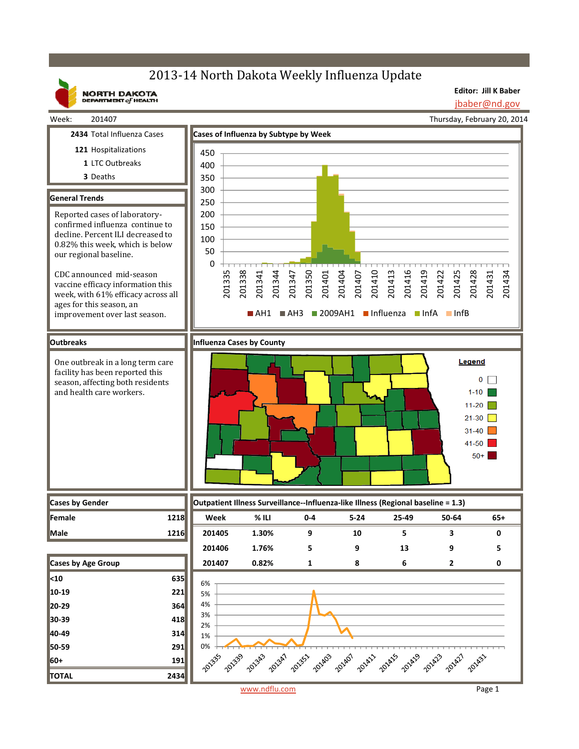# 2013-14 North Dakota Weekly Influenza Update

NORTH DAKOTA DEPARTMENT of HEALTH

**Editor: Jill K Baber**
jbaber@nd.gov

Week: 201407

Thursday, February 20, 2014

**2434** Total Influenza Cases
**121** Hospitalizations
**1** LTC Outbreaks
**3** Deaths

## General Trends

Reported cases of laboratory-confirmed influenza continue to decline. Percent ILI decreased to 0.82% this week, which is below our regional baseline.

CDC announced mid-season vaccine efficacy information this week, with 61% efficacy across all ages for this season, an improvement over last season.

## Cases of Influenza by Subtype by Week

450
400
350
300
250
200
150
100
50
0

201335 201338 201341 201344 201347 201350 201401 201404 201407 201410 201413 201416 201419 201422 201425 201428 201431 201434

AH1 AH3 2009AH1 Influenza InfA InfB

## Outbreaks

One outbreak in a long term care facility has been reported this season, affecting both residents and health care workers.

## Influenza Cases by County

Legend
0
1-10
11-20
21-30
31-40
41-50
50+

## Cases by Gender

| | |
|---|---|
| **Female** | 1218 |
| **Male** | 1216 |

## Cases by Age Group

| | |
|---|---|
| <10 | 635 |
| 10-19 | 221 |
| 20-29 | 364 |
| 30-39 | 418 |
| 40-49 | 314 |
| 50-59 | 291 |
| 60+ | 191 |
| TOTAL | 2434 |

## Outpatient Illness Surveillance--Influenza-like Illness (Regional baseline = 1.3)

| Week | % ILI | 0-4 | 5-24 | 25-49 | 50-64 | 65+ |
|---|---|---|---|---|---|---|
| 201405 | 1.30% | 9 | 10 | 5 | 3 | 0 |
| 201406 | 1.76% | 5 | 9 | 13 | 9 | 5 |
| 201407 | 0.82% | 1 | 8 | 6 | 2 | 0 |

6%
5%
4%
3%
2%
1%
0%

201335 201339 201343 201347 201351 201403 201407 201411 201415 201419 201423 201427 201431

www.ndflu.com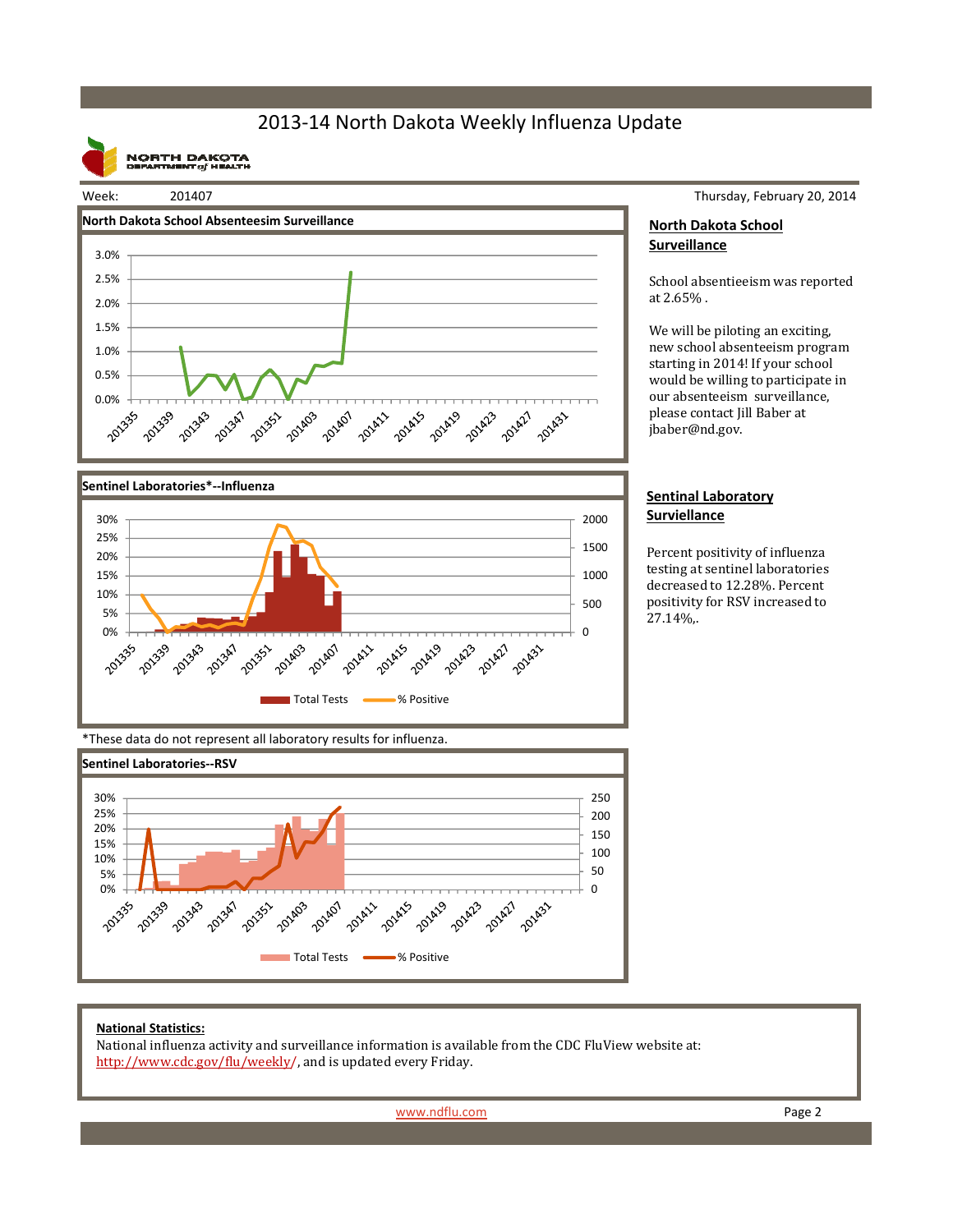# 2013-14 North Dakota Weekly Influenza Update

NORTH DAKOTA DEPARTMENT of HEALTH

Week: 201407

Thursday, February 20, 2014

## North Dakota School Absenteesim Surveillance

3.0%
2.5%
2.0%
1.5%
1.0%
0.5%
0.0%

201335 201339 201343 201347 201351 201403 201407 201411 201415 201419 201423 201427 201431

## Sentinel Laboratories*--Influenza

30% 25% 20% 15% 10% 5% 0%

2000 1500 1000 500 0

201335 201339 201343 201347 201351 201403 201407 201411 201415 201419 201423 201427 201431

Total Tests % Positive

*These data do not represent all laboratory results for influenza.

## Sentinel Laboratories--RSV

30% 25% 20% 15% 10% 5% 0%

250 200 150 100 50 0

201335 201339 201343 201347 201351 201403 201407 201411 201415 201419 201423 201427 201431

Total Tests % Positive

## North Dakota School Surveillance

School absentieeism was reported at 2.65% .

We will be piloting an exciting, new school absenteeism program starting in 2014! If your school would be willing to participate in our absenteeism surveillance, please contact Jill Baber at jbaber@nd.gov.

## Sentinal Laboratory Surviellance

Percent positivity of influenza testing at sentinel laboratories decreased to 12.28%. Percent positivity for RSV increased to 27.14%,.

**National Statistics:**

National influenza activity and surveillance information is available from the CDC FluView website at: http://www.cdc.gov/flu/weekly/, and is updated every Friday.

www.ndflu.com